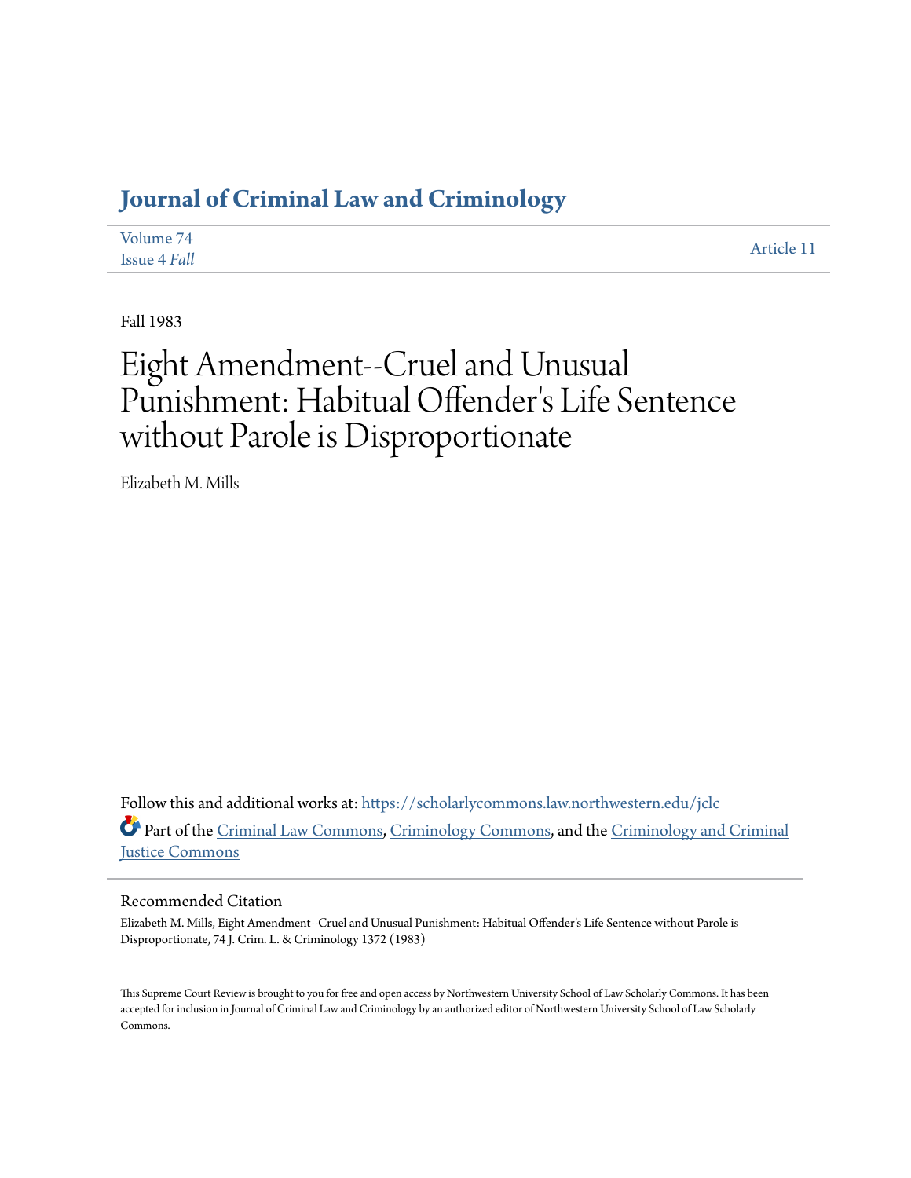# Journal of Criminal Law and Criminology

Volume 74
Issue 4 *Fall*

Article 11

Fall 1983

# Eight Amendment--Cruel and Unusual Punishment: Habitual Offender's Life Sentence without Parole is Disproportionate

Elizabeth M. Mills

Follow this and additional works at: https://scholarlycommons.law.northwestern.edu/jclc

Part of the Criminal Law Commons, Criminology Commons, and the Criminology and Criminal Justice Commons

## Recommended Citation

Elizabeth M. Mills, Eight Amendment--Cruel and Unusual Punishment: Habitual Offender's Life Sentence without Parole is Disproportionate, 74 J. Crim. L. & Criminology 1372 (1983)

This Supreme Court Review is brought to you for free and open access by Northwestern University School of Law Scholarly Commons. It has been accepted for inclusion in Journal of Criminal Law and Criminology by an authorized editor of Northwestern University School of Law Scholarly Commons.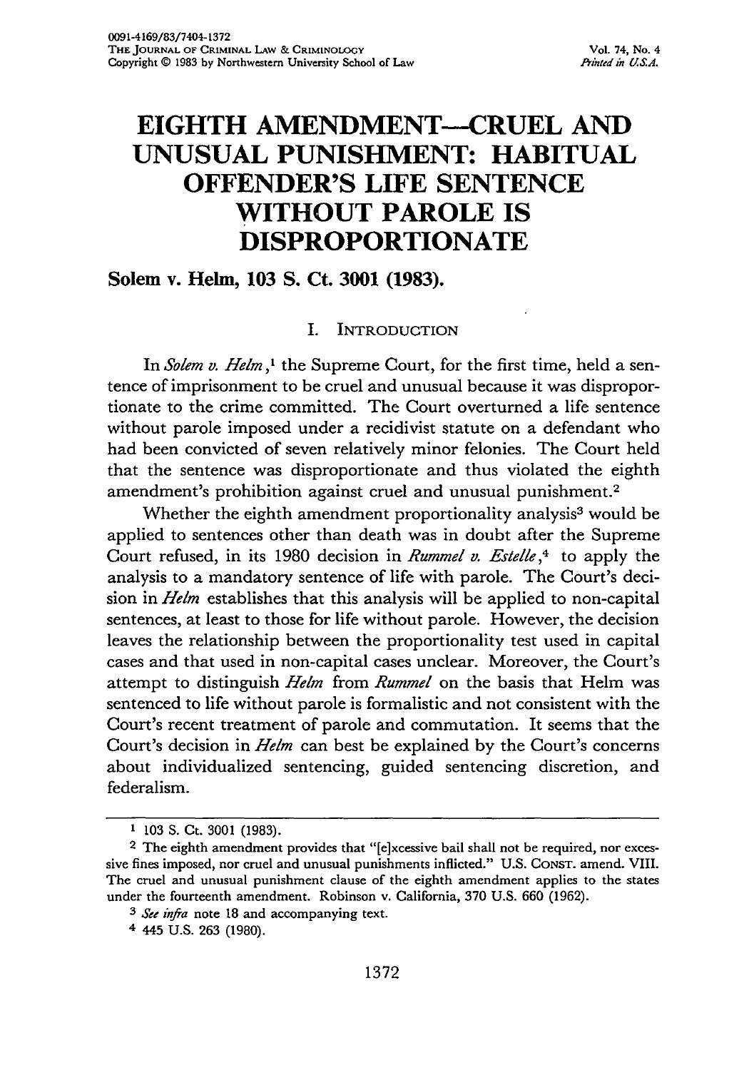# EIGHTH AMENDMENT—CRUEL AND UNUSUAL PUNISHMENT: HABITUAL OFFENDER'S LIFE SENTENCE WITHOUT PAROLE IS DISPROPORTIONATE

**Solem v. Helm, 103 S. Ct. 3001 (1983).**

## I. INTRODUCTION

In *Solem v. Helm*,[1] the Supreme Court, for the first time, held a sentence of imprisonment to be cruel and unusual because it was disproportionate to the crime committed. The Court overturned a life sentence without parole imposed under a recidivist statute on a defendant who had been convicted of seven relatively minor felonies. The Court held that the sentence was disproportionate and thus violated the eighth amendment's prohibition against cruel and unusual punishment.[2]

Whether the eighth amendment proportionality analysis[3] would be applied to sentences other than death was in doubt after the Supreme Court refused, in its 1980 decision in *Rummel v. Estelle*,[4] to apply the analysis to a mandatory sentence of life with parole. The Court's decision in *Helm* establishes that this analysis will be applied to non-capital sentences, at least to those for life without parole. However, the decision leaves the relationship between the proportionality test used in capital cases and that used in non-capital cases unclear. Moreover, the Court's attempt to distinguish *Helm* from *Rummel* on the basis that Helm was sentenced to life without parole is formalistic and not consistent with the Court's recent treatment of parole and commutation. It seems that the Court's decision in *Helm* can best be explained by the Court's concerns about individualized sentencing, guided sentencing discretion, and federalism.

---

[1] 103 S. Ct. 3001 (1983).

[2] The eighth amendment provides that "[e]xcessive bail shall not be required, nor excessive fines imposed, nor cruel and unusual punishments inflicted." U.S. CONST. amend. VIII. The cruel and unusual punishment clause of the eighth amendment applies to the states under the fourteenth amendment. Robinson v. California, 370 U.S. 660 (1962).

[3] *See infra* note 18 and accompanying text.

[4] 445 U.S. 263 (1980).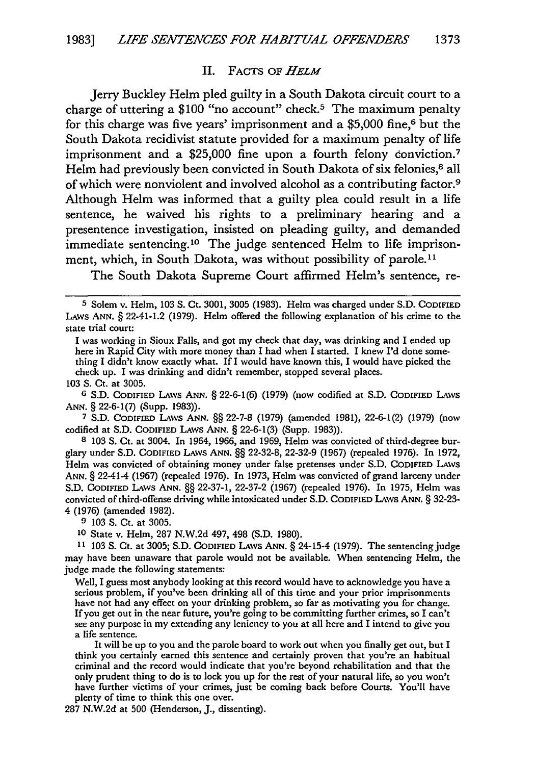## II. Facts of *Helm*

Jerry Buckley Helm pled guilty in a South Dakota circuit court to a charge of uttering a $100 "no account" check.[5] The maximum penalty for this charge was five years' imprisonment and a $5,000 fine,[6] but the South Dakota recidivist statute provided for a maximum penalty of life imprisonment and a $25,000 fine upon a fourth felony conviction.[7] Helm had previously been convicted in South Dakota of six felonies,[8] all of which were nonviolent and involved alcohol as a contributing factor.[9] Although Helm was informed that a guilty plea could result in a life sentence, he waived his rights to a preliminary hearing and a presentence investigation, insisted on pleading guilty, and demanded immediate sentencing.[10] The judge sentenced Helm to life imprisonment, which, in South Dakota, was without possibility of parole.[11]

The South Dakota Supreme Court affirmed Helm's sentence, re-

---

[5] Solem v. Helm, 103 S. Ct. 3001, 3005 (1983). Helm was charged under S.D. Codified Laws Ann. § 22-41-1.2 (1979). Helm offered the following explanation of his crime to the state trial court:

> I was working in Sioux Falls, and got my check that day, was drinking and I ended up here in Rapid City with more money than I had when I started. I knew I'd done something I didn't know exactly what. If I would have known this, I would have picked the check up. I was drinking and didn't remember, stopped several places.

103 S. Ct. at 3005.

[6] S.D. Codified Laws Ann. § 22-6-1(6) (1979) (now codified at S.D. Codified Laws Ann. § 22-6-1(7) (Supp. 1983)).

[7] S.D. Codified Laws Ann. §§ 22-7-8 (1979) (amended 1981), 22-6-1(2) (1979) (now codified at S.D. Codified Laws Ann. § 22-6-1(3) (Supp. 1983)).

[8] 103 S. Ct. at 3004. In 1964, 1966, and 1969, Helm was convicted of third-degree burglary under S.D. Codified Laws Ann. §§ 22-32-8, 22-32-9 (1967) (repealed 1976). In 1972, Helm was convicted of obtaining money under false pretenses under S.D. Codified Laws Ann. § 22-41-4 (1967) (repealed 1976). In 1973, Helm was convicted of grand larceny under S.D. Codified Laws Ann. §§ 22-37-1, 22-37-2 (1967) (repealed 1976). In 1975, Helm was convicted of third-offense driving while intoxicated under S.D. Codified Laws Ann. § 32-23-4 (1976) (amended 1982).

[9] 103 S. Ct. at 3005.

[10] State v. Helm, 287 N.W.2d 497, 498 (S.D. 1980).

[11] 103 S. Ct. at 3005; S.D. Codified Laws Ann. § 24-15-4 (1979). The sentencing judge may have been unaware that parole would not be available. When sentencing Helm, the judge made the following statements:

> Well, I guess most anybody looking at this record would have to acknowledge you have a serious problem, if you've been drinking all of this time and your prior imprisonments have not had any effect on your drinking problem, so far as motivating you for change. If you get out in the near future, you're going to be committing further crimes, so I can't see any purpose in my extending any leniency to you at all here and I intend to give you a life sentence.
>
> It will be up to you and the parole board to work out when you finally get out, but I think you certainly earned this sentence and certainly proven that you're an habitual criminal and the record would indicate that you're beyond rehabilitation and that the only prudent thing to do is to lock you up for the rest of your natural life, so you won't have further victims of your crimes, just be coming back before Courts. You'll have plenty of time to think this one over.

287 N.W.2d at 500 (Henderson, J., dissenting).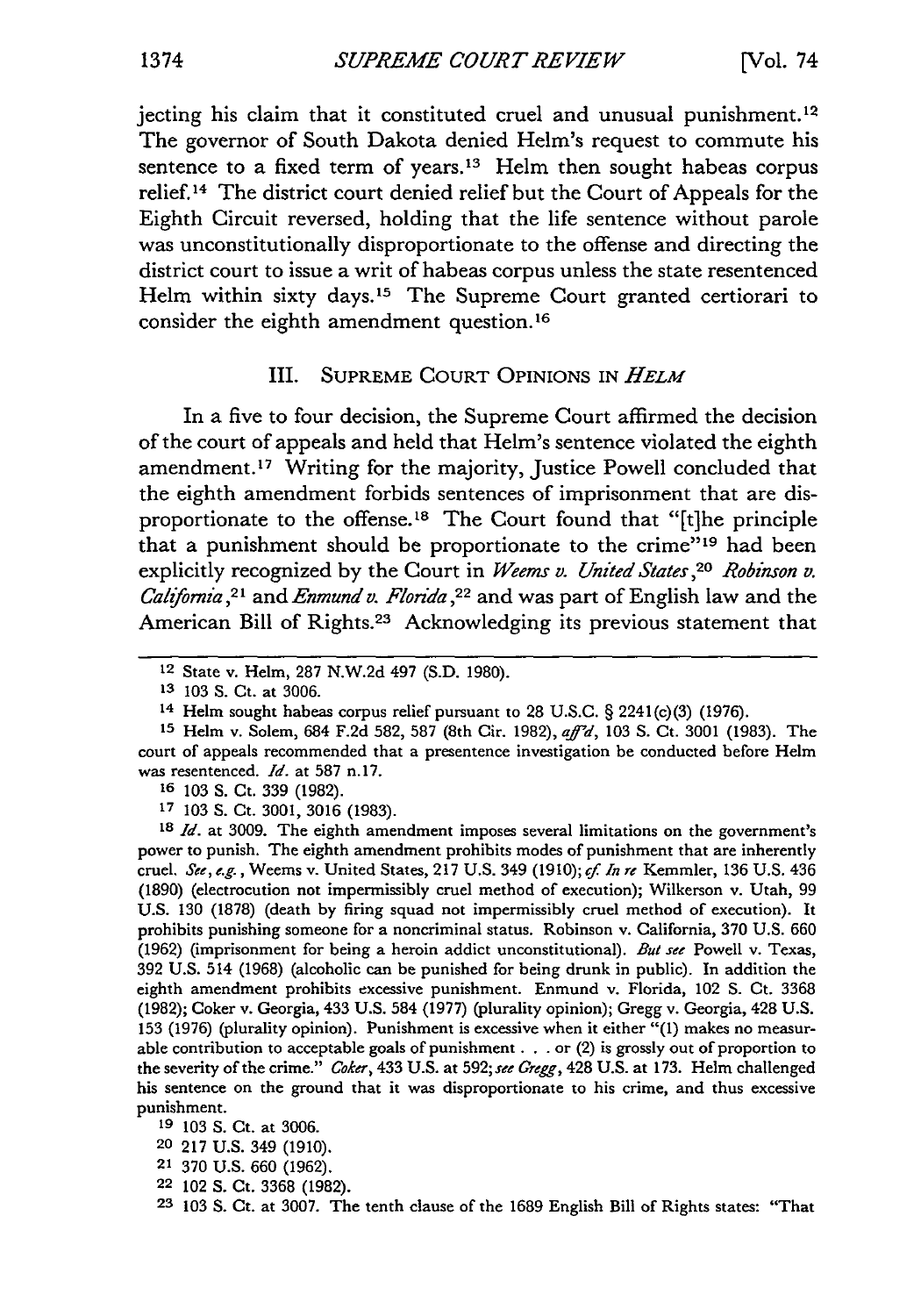jecting his claim that it constituted cruel and unusual punishment.[12] The governor of South Dakota denied Helm's request to commute his sentence to a fixed term of years.[13] Helm then sought habeas corpus relief.[14] The district court denied relief but the Court of Appeals for the Eighth Circuit reversed, holding that the life sentence without parole was unconstitutionally disproportionate to the offense and directing the district court to issue a writ of habeas corpus unless the state resentenced Helm within sixty days.[15] The Supreme Court granted certiorari to consider the eighth amendment question.[16]

## III. SUPREME COURT OPINIONS IN *HELM*

In a five to four decision, the Supreme Court affirmed the decision of the court of appeals and held that Helm's sentence violated the eighth amendment.[17] Writing for the majority, Justice Powell concluded that the eighth amendment forbids sentences of imprisonment that are disproportionate to the offense.[18] The Court found that "[t]he principle that a punishment should be proportionate to the crime"[19] had been explicitly recognized by the Court in *Weems v. United States*,[20] *Robinson v. California*,[21] and *Enmund v. Florida*,[22] and was part of English law and the American Bill of Rights.[23] Acknowledging its previous statement that

---

[12] State v. Helm, 287 N.W.2d 497 (S.D. 1980).

[13] 103 S. Ct. at 3006.

[14] Helm sought habeas corpus relief pursuant to 28 U.S.C. § 2241(c)(3) (1976).

[15] Helm v. Solem, 684 F.2d 582, 587 (8th Cir. 1982), *aff'd*, 103 S. Ct. 3001 (1983). The court of appeals recommended that a presentence investigation be conducted before Helm was resentenced. *Id.* at 587 n.17.

[16] 103 S. Ct. 339 (1982).

[17] 103 S. Ct. 3001, 3016 (1983).

[18] *Id.* at 3009. The eighth amendment imposes several limitations on the government's power to punish. The eighth amendment prohibits modes of punishment that are inherently cruel. *See, e.g.*, Weems v. United States, 217 U.S. 349 (1910); *cf. In re* Kemmler, 136 U.S. 436 (1890) (electrocution not impermissibly cruel method of execution); Wilkerson v. Utah, 99 U.S. 130 (1878) (death by firing squad not impermissibly cruel method of execution). It prohibits punishing someone for a noncriminal status. Robinson v. California, 370 U.S. 660 (1962) (imprisonment for being a heroin addict unconstitutional). *But see* Powell v. Texas, 392 U.S. 514 (1968) (alcoholic can be punished for being drunk in public). In addition the eighth amendment prohibits excessive punishment. Enmund v. Florida, 102 S. Ct. 3368 (1982); Coker v. Georgia, 433 U.S. 584 (1977) (plurality opinion); Gregg v. Georgia, 428 U.S. 153 (1976) (plurality opinion). Punishment is excessive when it either "(1) makes no measurable contribution to acceptable goals of punishment . . . or (2) is grossly out of proportion to the severity of the crime." *Coker*, 433 U.S. at 592; *see Gregg*, 428 U.S. at 173. Helm challenged his sentence on the ground that it was disproportionate to his crime, and thus excessive punishment.

[19] 103 S. Ct. at 3006.

[20] 217 U.S. 349 (1910).

[21] 370 U.S. 660 (1962).

[22] 102 S. Ct. 3368 (1982).

[23] 103 S. Ct. at 3007. The tenth clause of the 1689 English Bill of Rights states: "That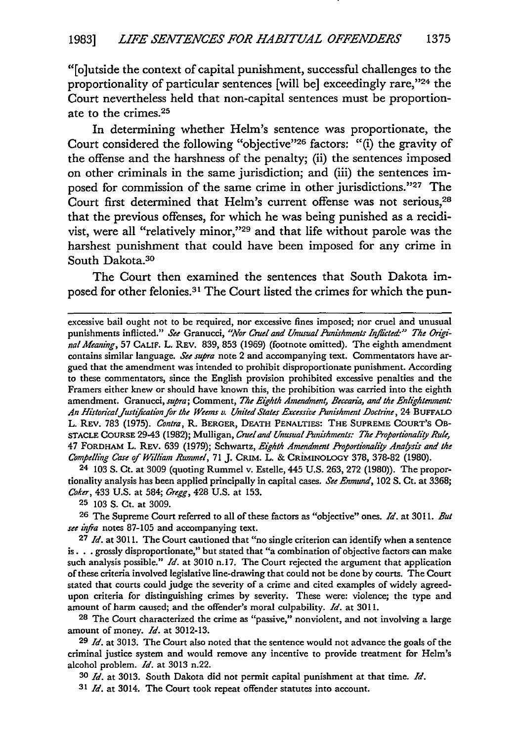"[o]utside the context of capital punishment, successful challenges to the proportionality of particular sentences [will be] exceedingly rare,"[24] the Court nevertheless held that non-capital sentences must be proportionate to the crimes.[25]

In determining whether Helm's sentence was proportionate, the Court considered the following "objective"[26] factors: "(i) the gravity of the offense and the harshness of the penalty; (ii) the sentences imposed on other criminals in the same jurisdiction; and (iii) the sentences imposed for commission of the same crime in other jurisdictions."[27] The Court first determined that Helm's current offense was not serious,[28] that the previous offenses, for which he was being punished as a recidivist, were all "relatively minor,"[29] and that life without parole was the harshest punishment that could have been imposed for any crime in South Dakota.[30]

The Court then examined the sentences that South Dakota imposed for other felonies.[31] The Court listed the crimes for which the pun-

---

excessive bail ought not to be required, nor excessive fines imposed; nor cruel and unusual punishments inflicted." *See* Granucci, *"Nor Cruel and Unusual Punishments Inflicted:" The Original Meaning*, 57 CALIF. L. REV. 839, 853 (1969) (footnote omitted). The eighth amendment contains similar language. *See supra* note 2 and accompanying text. Commentators have argued that the amendment was intended to prohibit disproportionate punishment. According to these commentators, since the English provision prohibited excessive penalties and the Framers either knew or should have known this, the prohibition was carried into the eighth amendment. Granucci, *supra*; Comment, *The Eighth Amendment, Beccaria, and the Enlightenment: An Historical Justification for the Weems v. United States Excessive Punishment Doctrine*, 24 BUFFALO L. REV. 783 (1975). *Contra*, R. BERGER, DEATH PENALTIES: THE SUPREME COURT'S OBSTACLE COURSE 29-43 (1982); Mulligan, *Cruel and Unusual Punishments: The Proportionality Rule*, 47 FORDHAM L. REV. 639 (1979); Schwartz, *Eighth Amendment Proportionality Analysis and the Compelling Case of William Rummel*, 71 J. CRIM. L. & CRIMINOLOGY 378, 378-82 (1980).

24 103 S. Ct. at 3009 (quoting Rummel v. Estelle, 445 U.S. 263, 272 (1980)). The proportionality analysis has been applied principally in capital cases. *See Enmund*, 102 S. Ct. at 3368; *Coker*, 433 U.S. at 584; *Gregg*, 428 U.S. at 153.

25 103 S. Ct. at 3009.

26 The Supreme Court referred to all of these factors as "objective" ones. *Id*. at 3011. *But see infra* notes 87-105 and accompanying text.

27 *Id*. at 3011. The Court cautioned that "no single criterion can identify when a sentence is . . . grossly disproportionate," but stated that "a combination of objective factors can make such analysis possible." *Id*. at 3010 n.17. The Court rejected the argument that application of these criteria involved legislative line-drawing that could not be done by courts. The Court stated that courts could judge the severity of a crime and cited examples of widely agreed-upon criteria for distinguishing crimes by severity. These were: violence; the type and amount of harm caused; and the offender's moral culpability. *Id*. at 3011.

28 The Court characterized the crime as "passive," nonviolent, and not involving a large amount of money. *Id*. at 3012-13.

29 *Id*. at 3013. The Court also noted that the sentence would not advance the goals of the criminal justice system and would remove any incentive to provide treatment for Helm's alcohol problem. *Id*. at 3013 n.22.

30 *Id*. at 3013. South Dakota did not permit capital punishment at that time. *Id*.

31 *Id*. at 3014. The Court took repeat offender statutes into account.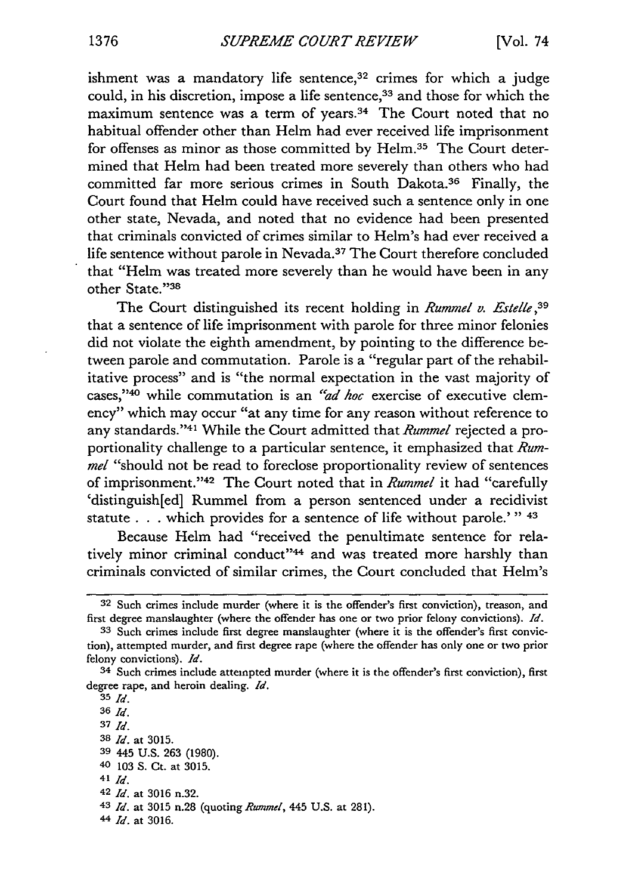ishment was a mandatory life sentence,[32] crimes for which a judge could, in his discretion, impose a life sentence,[33] and those for which the maximum sentence was a term of years.[34] The Court noted that no habitual offender other than Helm had ever received life imprisonment for offenses as minor as those committed by Helm.[35] The Court determined that Helm had been treated more severely than others who had committed far more serious crimes in South Dakota.[36] Finally, the Court found that Helm could have received such a sentence only in one other state, Nevada, and noted that no evidence had been presented that criminals convicted of crimes similar to Helm's had ever received a life sentence without parole in Nevada.[37] The Court therefore concluded that "Helm was treated more severely than he would have been in any other State."[38]

The Court distinguished its recent holding in *Rummel v. Estelle*,[39] that a sentence of life imprisonment with parole for three minor felonies did not violate the eighth amendment, by pointing to the difference between parole and commutation. Parole is a "regular part of the rehabilitative process" and is "the normal expectation in the vast majority of cases,"[40] while commutation is an *"ad hoc* exercise of executive clemency" which may occur "at any time for any reason without reference to any standards."[41] While the Court admitted that *Rummel* rejected a proportionality challenge to a particular sentence, it emphasized that *Rummel* "should not be read to foreclose proportionality review of sentences of imprisonment."[42] The Court noted that in *Rummel* it had "carefully 'distinguish[ed] Rummel from a person sentenced under a recidivist statute . . . which provides for a sentence of life without parole.' "[43]

Because Helm had "received the penultimate sentence for relatively minor criminal conduct"[44] and was treated more harshly than criminals convicted of similar crimes, the Court concluded that Helm's

---

[32] Such crimes include murder (where it is the offender's first conviction), treason, and first degree manslaughter (where the offender has one or two prior felony convictions). *Id.*

[33] Such crimes include first degree manslaughter (where it is the offender's first conviction), attempted murder, and first degree rape (where the offender has only one or two prior felony convictions). *Id.*

[34] Such crimes include attempted murder (where it is the offender's first conviction), first degree rape, and heroin dealing. *Id.*

[35] *Id.*

[36] *Id.*

[37] *Id.*

[38] *Id.* at 3015.

[39] 445 U.S. 263 (1980).

[40] 103 S. Ct. at 3015.

[41] *Id.*

[42] *Id.* at 3016 n.32.

[43] *Id.* at 3015 n.28 (quoting *Rummel*, 445 U.S. at 281).

[44] *Id.* at 3016.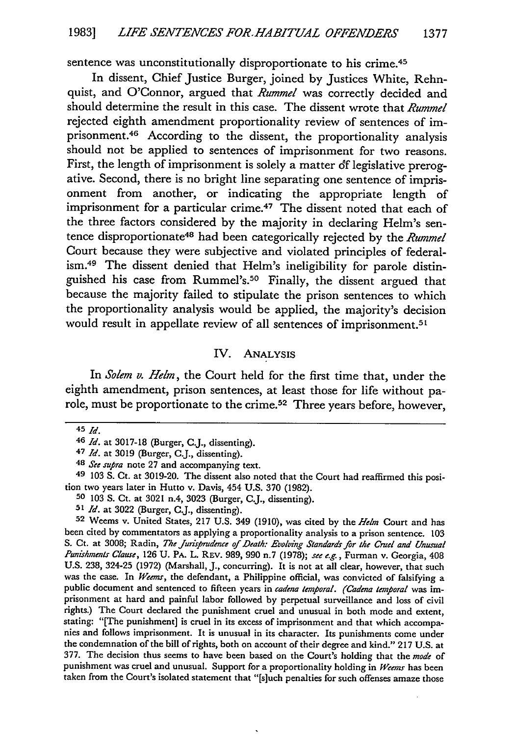sentence was unconstitutionally disproportionate to his crime.[45]

In dissent, Chief Justice Burger, joined by Justices White, Rehnquist, and O'Connor, argued that *Rummel* was correctly decided and should determine the result in this case. The dissent wrote that *Rummel* rejected eighth amendment proportionality review of sentences of imprisonment.[46] According to the dissent, the proportionality analysis should not be applied to sentences of imprisonment for two reasons. First, the length of imprisonment is solely a matter of legislative prerogative. Second, there is no bright line separating one sentence of imprisonment from another, or indicating the appropriate length of imprisonment for a particular crime.[47] The dissent noted that each of the three factors considered by the majority in declaring Helm's sentence disproportionate[48] had been categorically rejected by the *Rummel* Court because they were subjective and violated principles of federalism.[49] The dissent denied that Helm's ineligibility for parole distinguished his case from Rummel's.[50] Finally, the dissent argued that because the majority failed to stipulate the prison sentences to which the proportionality analysis would be applied, the majority's decision would result in appellate review of all sentences of imprisonment.[51]

## IV. Analysis

In *Solem v. Helm*, the Court held for the first time that, under the eighth amendment, prison sentences, at least those for life without parole, must be proportionate to the crime.[52] Three years before, however,

---

[45] *Id.*

[46] *Id.* at 3017-18 (Burger, C.J., dissenting).

[47] *Id.* at 3019 (Burger, C.J., dissenting).

[48] *See supra* note 27 and accompanying text.

[49] 103 S. Ct. at 3019-20. The dissent also noted that the Court had reaffirmed this position two years later in Hutto v. Davis, 454 U.S. 370 (1982).

[50] 103 S. Ct. at 3021 n.4, 3023 (Burger, C.J., dissenting).

[51] *Id.* at 3022 (Burger, C.J., dissenting).

[52] Weems v. United States, 217 U.S. 349 (1910), was cited by the *Helm* Court and has been cited by commentators as applying a proportionality analysis to a prison sentence. 103 S. Ct. at 3008; Radin, *The Jurisprudence of Death: Evolving Standards for the Cruel and Unusual Punishments Clause*, 126 U. Pa. L. Rev. 989, 990 n.7 (1978); *see e.g.*, Furman v. Georgia, 408 U.S. 238, 324-25 (1972) (Marshall, J., concurring). It is not at all clear, however, that such was the case. In *Weems*, the defendant, a Philippine official, was convicted of falsifying a public document and sentenced to fifteen years in *cadena temporal*. (*Cadena temporal* was imprisonment at hard and painful labor followed by perpetual surveillance and loss of civil rights.) The Court declared the punishment cruel and unusual in both mode and extent, stating: "[The punishment] is cruel in its excess of imprisonment and that which accompanies and follows imprisonment. It is unusual in its character. Its punishments come under the condemnation of the bill of rights, both on account of their degree and kind." 217 U.S. at 377. The decision thus seems to have been based on the Court's holding that the *mode* of punishment was cruel and unusual. Support for a proportionality holding in *Weems* has been taken from the Court's isolated statement that "[s]uch penalties for such offenses amaze those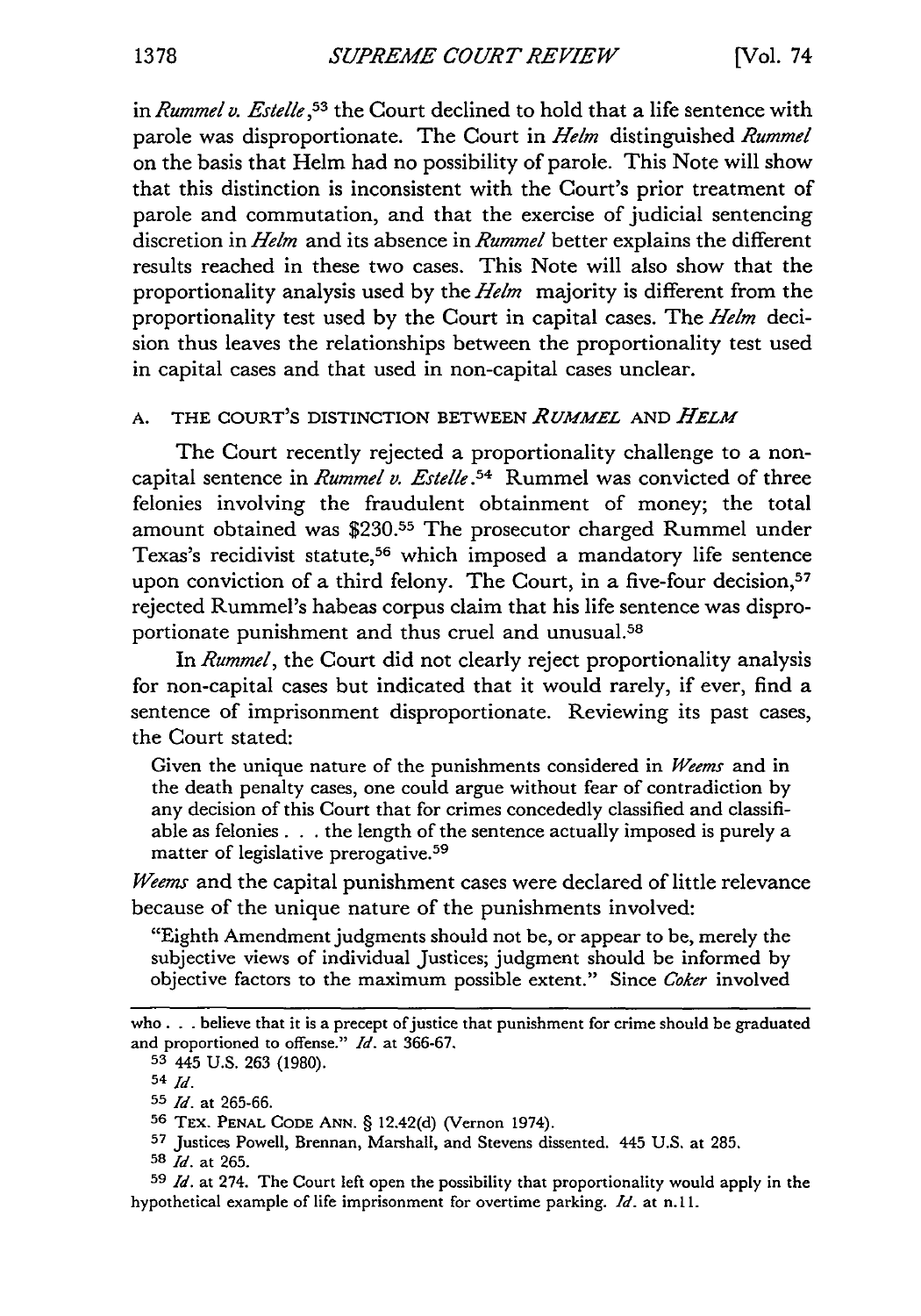in *Rummel v. Estelle*,[53] the Court declined to hold that a life sentence with parole was disproportionate. The Court in *Helm* distinguished *Rummel* on the basis that Helm had no possibility of parole. This Note will show that this distinction is inconsistent with the Court's prior treatment of parole and commutation, and that the exercise of judicial sentencing discretion in *Helm* and its absence in *Rummel* better explains the different results reached in these two cases. This Note will also show that the proportionality analysis used by the *Helm* majority is different from the proportionality test used by the Court in capital cases. The *Helm* decision thus leaves the relationships between the proportionality test used in capital cases and that used in non-capital cases unclear.

### A. THE COURT'S DISTINCTION BETWEEN *RUMMEL* AND *HELM*

The Court recently rejected a proportionality challenge to a non-capital sentence in *Rummel v. Estelle*.[54] Rummel was convicted of three felonies involving the fraudulent obtainment of money; the total amount obtained was $230.[55] The prosecutor charged Rummel under Texas's recidivist statute,[56] which imposed a mandatory life sentence upon conviction of a third felony. The Court, in a five-four decision,[57] rejected Rummel's habeas corpus claim that his life sentence was disproportionate punishment and thus cruel and unusual.[58]

In *Rummel*, the Court did not clearly reject proportionality analysis for non-capital cases but indicated that it would rarely, if ever, find a sentence of imprisonment disproportionate. Reviewing its past cases, the Court stated:

> Given the unique nature of the punishments considered in *Weems* and in the death penalty cases, one could argue without fear of contradiction by any decision of this Court that for crimes concededly classified and classifiable as felonies . . . the length of the sentence actually imposed is purely a matter of legislative prerogative.[59]

*Weems* and the capital punishment cases were declared of little relevance because of the unique nature of the punishments involved:

> "Eighth Amendment judgments should not be, or appear to be, merely the subjective views of individual Justices; judgment should be informed by objective factors to the maximum possible extent." Since *Coker* involved

---

who . . . believe that it is a precept of justice that punishment for crime should be graduated and proportioned to offense." *Id.* at 366-67.

[53] 445 U.S. 263 (1980).

[54] *Id.*

[55] *Id.* at 265-66.

[56] TEX. PENAL CODE ANN. § 12.42(d) (Vernon 1974).

[57] Justices Powell, Brennan, Marshall, and Stevens dissented. 445 U.S. at 285.

[58] *Id.* at 265.

[59] *Id.* at 274. The Court left open the possibility that proportionality would apply in the hypothetical example of life imprisonment for overtime parking. *Id.* at n.11.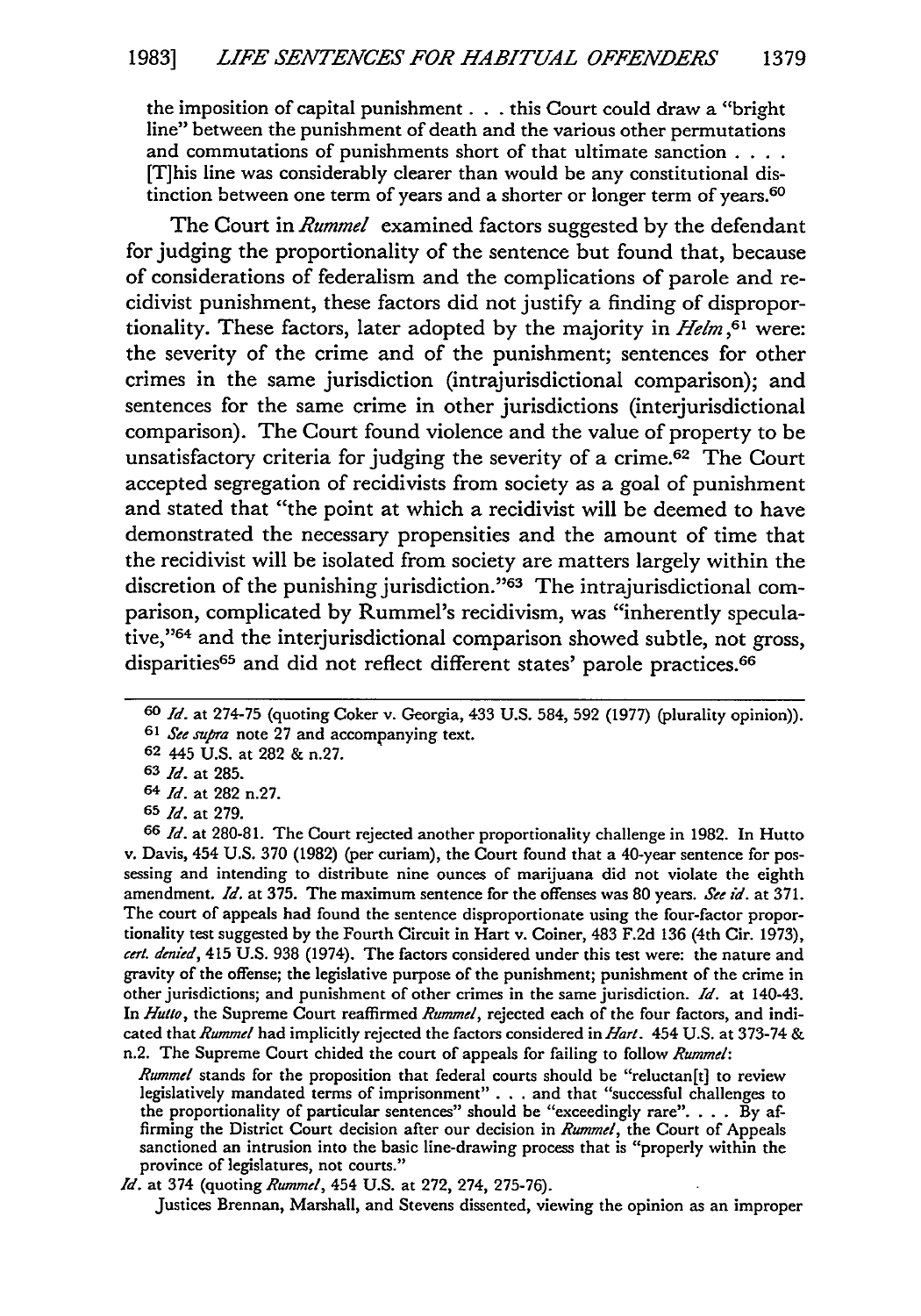the imposition of capital punishment . . . this Court could draw a "bright line" between the punishment of death and the various other permutations and commutations of punishments short of that ultimate sanction . . . . [T]his line was considerably clearer than would be any constitutional distinction between one term of years and a shorter or longer term of years.[60]

The Court in *Rummel* examined factors suggested by the defendant for judging the proportionality of the sentence but found that, because of considerations of federalism and the complications of parole and recidivist punishment, these factors did not justify a finding of disproportionality. These factors, later adopted by the majority in *Helm*,[61] were: the severity of the crime and of the punishment; sentences for other crimes in the same jurisdiction (intrajurisdictional comparison); and sentences for the same crime in other jurisdictions (interjurisdictional comparison). The Court found violence and the value of property to be unsatisfactory criteria for judging the severity of a crime.[62] The Court accepted segregation of recidivists from society as a goal of punishment and stated that "the point at which a recidivist will be deemed to have demonstrated the necessary propensities and the amount of time that the recidivist will be isolated from society are matters largely within the discretion of the punishing jurisdiction."[63] The intrajurisdictional comparison, complicated by Rummel's recidivism, was "inherently speculative,"[64] and the interjurisdictional comparison showed subtle, not gross, disparities[65] and did not reflect different states' parole practices.[66]

---

[60] *Id.* at 274-75 (quoting Coker v. Georgia, 433 U.S. 584, 592 (1977) (plurality opinion)).

[61] *See supra* note 27 and accompanying text.

[62] 445 U.S. at 282 & n.27.

[63] *Id.* at 285.

[64] *Id.* at 282 n.27.

[65] *Id.* at 279.

[66] *Id.* at 280-81. The Court rejected another proportionality challenge in 1982. In Hutto v. Davis, 454 U.S. 370 (1982) (per curiam), the Court found that a 40-year sentence for possessing and intending to distribute nine ounces of marijuana did not violate the eighth amendment. *Id.* at 375. The maximum sentence for the offenses was 80 years. *See id.* at 371. The court of appeals had found the sentence disproportionate using the four-factor proportionality test suggested by the Fourth Circuit in Hart v. Coiner, 483 F.2d 136 (4th Cir. 1973), *cert. denied*, 415 U.S. 938 (1974). The factors considered under this test were: the nature and gravity of the offense; the legislative purpose of the punishment; punishment of the crime in other jurisdictions; and punishment of other crimes in the same jurisdiction. *Id.* at 140-43. In *Hutto*, the Supreme Court reaffirmed *Rummel*, rejected each of the four factors, and indicated that *Rummel* had implicitly rejected the factors considered in *Hart*. 454 U.S. at 373-74 & n.2. The Supreme Court chided the court of appeals for failing to follow *Rummel*:

> *Rummel* stands for the proposition that federal courts should be "reluctan[t] to review legislatively mandated terms of imprisonment" . . . and that "successful challenges to the proportionality of particular sentences" should be "exceedingly rare". . . . By affirming the District Court decision after our decision in *Rummel*, the Court of Appeals sanctioned an intrusion into the basic line-drawing process that is "properly within the province of legislatures, not courts."

*Id.* at 374 (quoting *Rummel*, 454 U.S. at 272, 274, 275-76).

Justices Brennan, Marshall, and Stevens dissented, viewing the opinion as an improper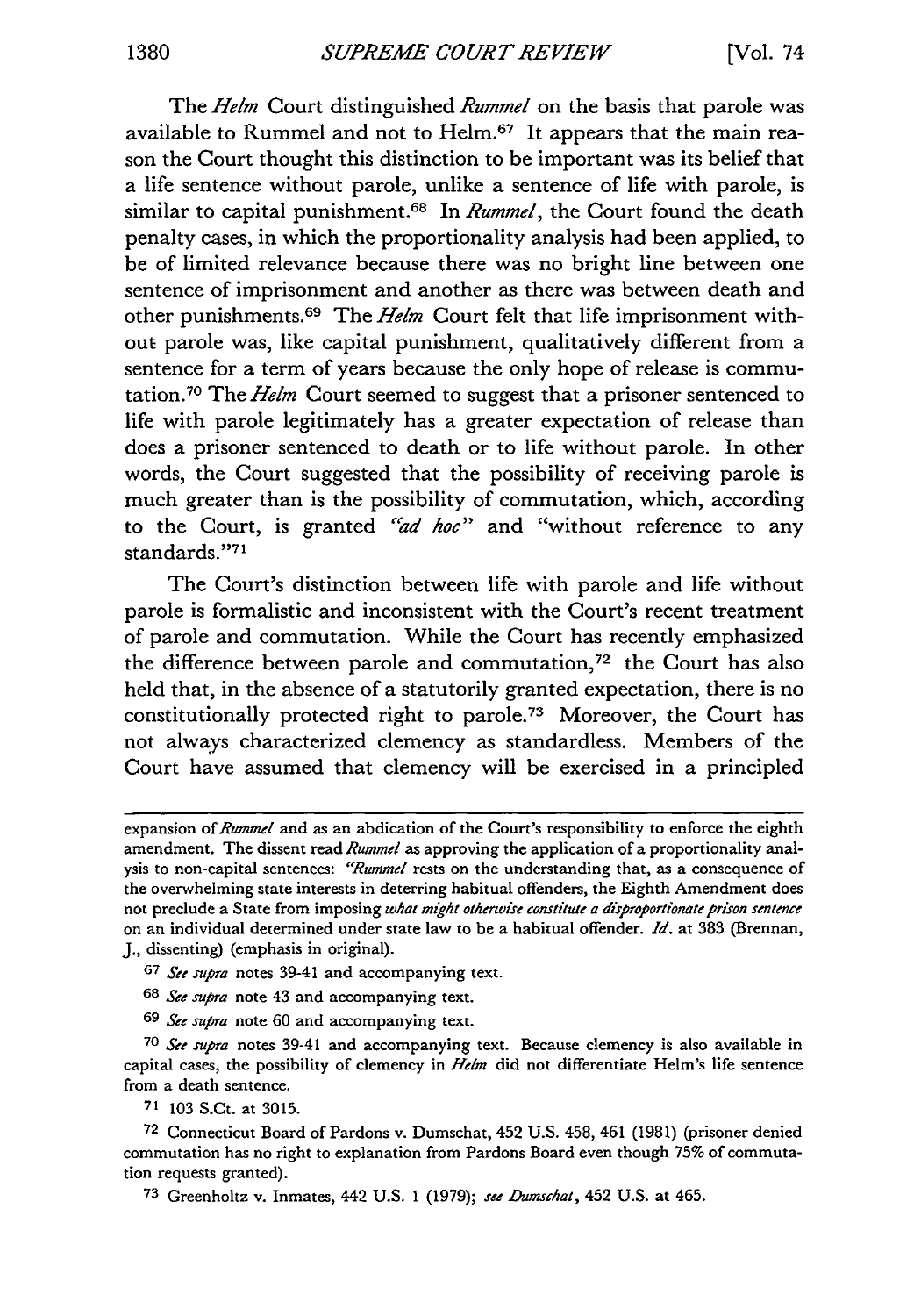The *Helm* Court distinguished *Rummel* on the basis that parole was available to Rummel and not to Helm.[67] It appears that the main reason the Court thought this distinction to be important was its belief that a life sentence without parole, unlike a sentence of life with parole, is similar to capital punishment.[68] In *Rummel*, the Court found the death penalty cases, in which the proportionality analysis had been applied, to be of limited relevance because there was no bright line between one sentence of imprisonment and another as there was between death and other punishments.[69] The *Helm* Court felt that life imprisonment without parole was, like capital punishment, qualitatively different from a sentence for a term of years because the only hope of release is commutation.[70] The *Helm* Court seemed to suggest that a prisoner sentenced to life with parole legitimately has a greater expectation of release than does a prisoner sentenced to death or to life without parole. In other words, the Court suggested that the possibility of receiving parole is much greater than is the possibility of commutation, which, according to the Court, is granted *"ad hoc"* and "without reference to any standards."[71]

The Court's distinction between life with parole and life without parole is formalistic and inconsistent with the Court's recent treatment of parole and commutation. While the Court has recently emphasized the difference between parole and commutation,[72] the Court has also held that, in the absence of a statutorily granted expectation, there is no constitutionally protected right to parole.[73] Moreover, the Court has not always characterized clemency as standardless. Members of the Court have assumed that clemency will be exercised in a principled

---

expansion of *Rummel* and as an abdication of the Court's responsibility to enforce the eighth amendment. The dissent read *Rummel* as approving the application of a proportionality analysis to non-capital sentences: *"Rummel* rests on the understanding that, as a consequence of the overwhelming state interests in deterring habitual offenders, the Eighth Amendment does not preclude a State from imposing *what might otherwise constitute a disproportionate prison sentence* on an individual determined under state law to be a habitual offender. *Id.* at 383 (Brennan, J., dissenting) (emphasis in original).

[67] *See supra* notes 39-41 and accompanying text.

[68] *See supra* note 43 and accompanying text.

[69] *See supra* note 60 and accompanying text.

[70] *See supra* notes 39-41 and accompanying text. Because clemency is also available in capital cases, the possibility of clemency in *Helm* did not differentiate Helm's life sentence from a death sentence.

[71] 103 S.Ct. at 3015.

[72] Connecticut Board of Pardons v. Dumschat, 452 U.S. 458, 461 (1981) (prisoner denied commutation has no right to explanation from Pardons Board even though 75% of commutation requests granted).

[73] Greenholtz v. Inmates, 442 U.S. 1 (1979); *see Dumschat*, 452 U.S. at 465.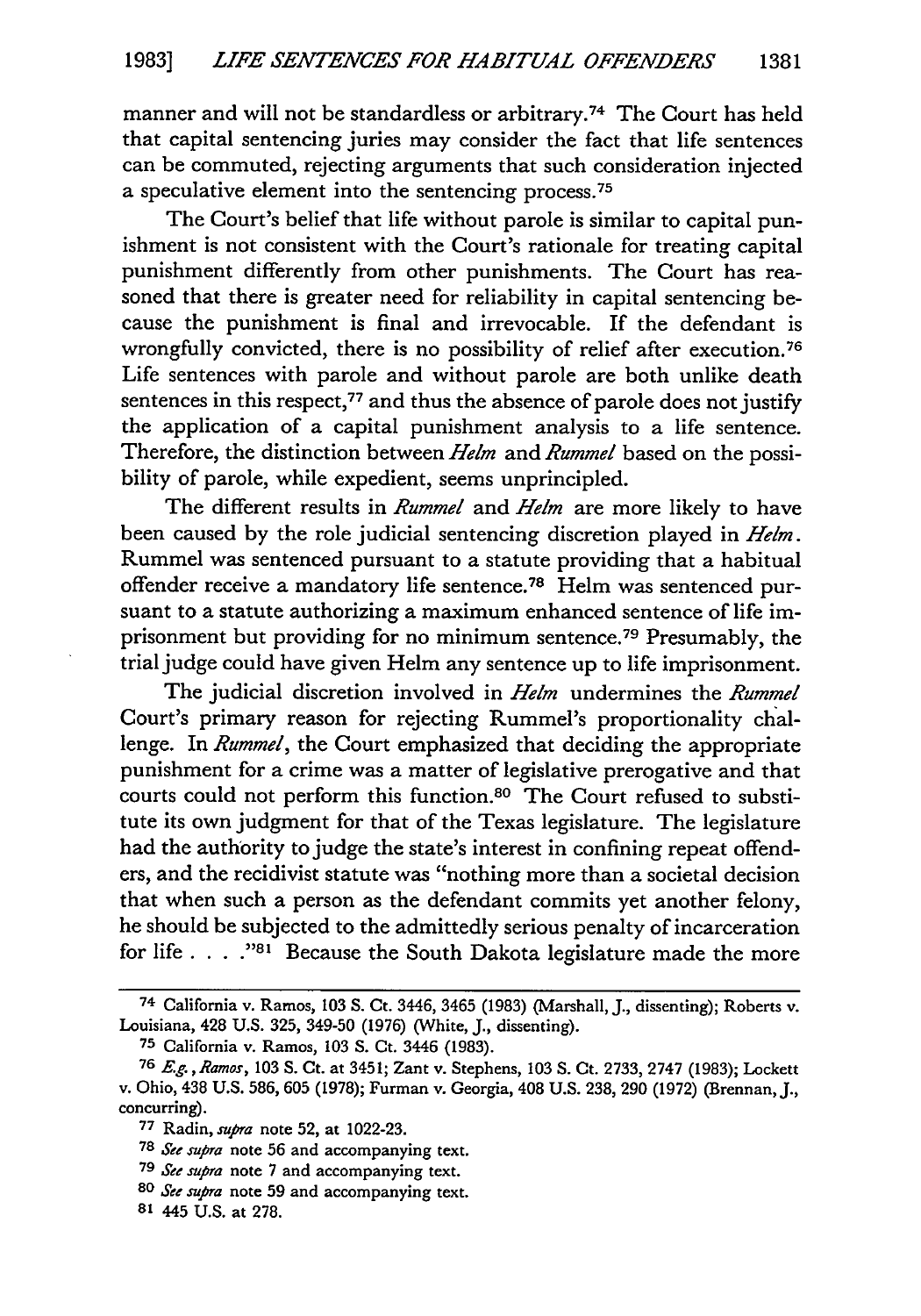manner and will not be standardless or arbitrary.[74] The Court has held that capital sentencing juries may consider the fact that life sentences can be commuted, rejecting arguments that such consideration injected a speculative element into the sentencing process.[75]

The Court's belief that life without parole is similar to capital punishment is not consistent with the Court's rationale for treating capital punishment differently from other punishments. The Court has reasoned that there is greater need for reliability in capital sentencing because the punishment is final and irrevocable. If the defendant is wrongfully convicted, there is no possibility of relief after execution.[76] Life sentences with parole and without parole are both unlike death sentences in this respect,[77] and thus the absence of parole does not justify the application of a capital punishment analysis to a life sentence. Therefore, the distinction between *Helm* and *Rummel* based on the possibility of parole, while expedient, seems unprincipled.

The different results in *Rummel* and *Helm* are more likely to have been caused by the role judicial sentencing discretion played in *Helm*. Rummel was sentenced pursuant to a statute providing that a habitual offender receive a mandatory life sentence.[78] Helm was sentenced pursuant to a statute authorizing a maximum enhanced sentence of life imprisonment but providing for no minimum sentence.[79] Presumably, the trial judge could have given Helm any sentence up to life imprisonment.

The judicial discretion involved in *Helm* undermines the *Rummel* Court's primary reason for rejecting Rummel's proportionality challenge. In *Rummel*, the Court emphasized that deciding the appropriate punishment for a crime was a matter of legislative prerogative and that courts could not perform this function.[80] The Court refused to substitute its own judgment for that of the Texas legislature. The legislature had the authority to judge the state's interest in confining repeat offenders, and the recidivist statute was "nothing more than a societal decision that when such a person as the defendant commits yet another felony, he should be subjected to the admittedly serious penalty of incarceration for life . . . ."[81] Because the South Dakota legislature made the more

---

[74] California v. Ramos, 103 S. Ct. 3446, 3465 (1983) (Marshall, J., dissenting); Roberts v. Louisiana, 428 U.S. 325, 349-50 (1976) (White, J., dissenting).

[75] California v. Ramos, 103 S. Ct. 3446 (1983).

[76] *E.g.*, *Ramos*, 103 S. Ct. at 3451; Zant v. Stephens, 103 S. Ct. 2733, 2747 (1983); Lockett v. Ohio, 438 U.S. 586, 605 (1978); Furman v. Georgia, 408 U.S. 238, 290 (1972) (Brennan, J., concurring).

[77] Radin, *supra* note 52, at 1022-23.

[78] *See supra* note 56 and accompanying text.

[79] *See supra* note 7 and accompanying text.

[80] *See supra* note 59 and accompanying text.

[81] 445 U.S. at 278.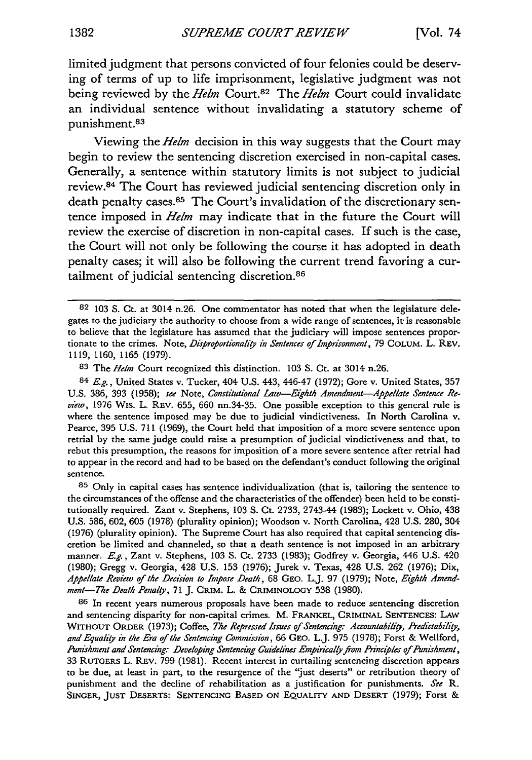limited judgment that persons convicted of four felonies could be deserving of terms of up to life imprisonment, legislative judgment was not being reviewed by the *Helm* Court.[82] The *Helm* Court could invalidate an individual sentence without invalidating a statutory scheme of punishment.[83]

Viewing the *Helm* decision in this way suggests that the Court may begin to review the sentencing discretion exercised in non-capital cases. Generally, a sentence within statutory limits is not subject to judicial review.[84] The Court has reviewed judicial sentencing discretion only in death penalty cases.[85] The Court's invalidation of the discretionary sentence imposed in *Helm* may indicate that in the future the Court will review the exercise of discretion in non-capital cases. If such is the case, the Court will not only be following the course it has adopted in death penalty cases; it will also be following the current trend favoring a curtailment of judicial sentencing discretion.[86]

---

[82] 103 S. Ct. at 3014 n.26. One commentator has noted that when the legislature delegates to the judiciary the authority to choose from a wide range of sentences, it is reasonable to believe that the legislature has assumed that the judiciary will impose sentences proportionate to the crimes. Note, *Disproportionality in Sentences of Imprisonment*, 79 COLUM. L. REV. 1119, 1160, 1165 (1979).

[83] The *Helm* Court recognized this distinction. 103 S. Ct. at 3014 n.26.

[84] *E.g.*, United States v. Tucker, 404 U.S. 443, 446-47 (1972); Gore v. United States, 357 U.S. 386, 393 (1958); *see* Note, *Constitutional Law—Eighth Amendment—Appellate Sentence Review*, 1976 WIS. L. REV. 655, 660 nn.34-35. One possible exception to this general rule is where the sentence imposed may be due to judicial vindictiveness. In North Carolina v. Pearce, 395 U.S. 711 (1969), the Court held that imposition of a more severe sentence upon retrial by the same judge could raise a presumption of judicial vindictiveness and that, to rebut this presumption, the reasons for imposition of a more severe sentence after retrial had to appear in the record and had to be based on the defendant's conduct following the original sentence.

[85] Only in capital cases has sentence individualization (that is, tailoring the sentence to the circumstances of the offense and the characteristics of the offender) been held to be constitutionally required. Zant v. Stephens, 103 S. Ct. 2733, 2743-44 (1983); Lockett v. Ohio, 438 U.S. 586, 602, 605 (1978) (plurality opinion); Woodson v. North Carolina, 428 U.S. 280, 304 (1976) (plurality opinion). The Supreme Court has also required that capital sentencing discretion be limited and channeled, so that a death sentence is not imposed in an arbitrary manner. *E.g.*, Zant v. Stephens, 103 S. Ct. 2733 (1983); Godfrey v. Georgia, 446 U.S. 420 (1980); Gregg v. Georgia, 428 U.S. 153 (1976); Jurek v. Texas, 428 U.S. 262 (1976); Dix, *Appellate Review of the Decision to Impose Death*, 68 GEO. L.J. 97 (1979); Note, *Eighth Amendment—The Death Penalty*, 71 J. CRIM. L. & CRIMINOLOGY 538 (1980).

[86] In recent years numerous proposals have been made to reduce sentencing discretion and sentencing disparity for non-capital crimes. M. FRANKEL, CRIMINAL SENTENCES: LAW WITHOUT ORDER (1973); Coffee, *The Repressed Issues of Sentencing: Accountability, Predictability, and Equality in the Era of the Sentencing Commission*, 66 GEO. L.J. 975 (1978); Forst & Wellford, *Punishment and Sentencing: Developing Sentencing Guidelines Empirically from Principles of Punishment*, 33 RUTGERS L. REV. 799 (1981). Recent interest in curtailing sentencing discretion appears to be due, at least in part, to the resurgence of the "just deserts" or retribution theory of punishment and the decline of rehabilitation as a justification for punishments. *See* R. SINGER, JUST DESERTS: SENTENCING BASED ON EQUALITY AND DESERT (1979); Forst &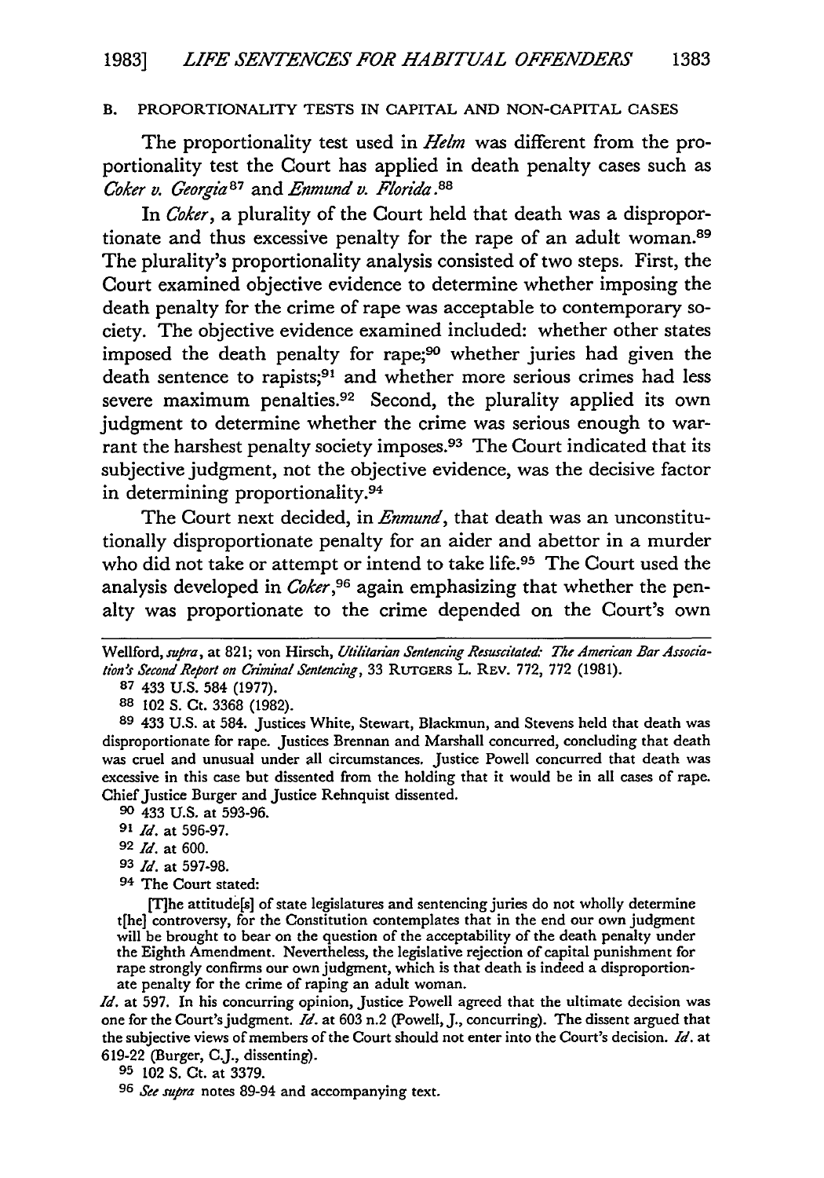### B. PROPORTIONALITY TESTS IN CAPITAL AND NON-CAPITAL CASES

The proportionality test used in *Helm* was different from the proportionality test the Court has applied in death penalty cases such as *Coker v. Georgia*[87] and *Enmund v. Florida*.[88]

In *Coker*, a plurality of the Court held that death was a disproportionate and thus excessive penalty for the rape of an adult woman.[89] The plurality's proportionality analysis consisted of two steps. First, the Court examined objective evidence to determine whether imposing the death penalty for the crime of rape was acceptable to contemporary society. The objective evidence examined included: whether other states imposed the death penalty for rape;[90] whether juries had given the death sentence to rapists;[91] and whether more serious crimes had less severe maximum penalties.[92] Second, the plurality applied its own judgment to determine whether the crime was serious enough to warrant the harshest penalty society imposes.[93] The Court indicated that its subjective judgment, not the objective evidence, was the decisive factor in determining proportionality.[94]

The Court next decided, in *Enmund*, that death was an unconstitutionally disproportionate penalty for an aider and abettor in a murder who did not take or attempt or intend to take life.[95] The Court used the analysis developed in *Coker*,[96] again emphasizing that whether the penalty was proportionate to the crime depended on the Court's own

---

Wellford, *supra*, at 821; von Hirsch, *Utilitarian Sentencing Resuscitated: The American Bar Association's Second Report on Criminal Sentencing*, 33 RUTGERS L. REV. 772, 772 (1981).

87 433 U.S. 584 (1977).

88 102 S. Ct. 3368 (1982).

89 433 U.S. at 584. Justices White, Stewart, Blackmun, and Stevens held that death was disproportionate for rape. Justices Brennan and Marshall concurred, concluding that death was cruel and unusual under all circumstances. Justice Powell concurred that death was excessive in this case but dissented from the holding that it would be in all cases of rape. Chief Justice Burger and Justice Rehnquist dissented.

90 433 U.S. at 593-96.

91 *Id*. at 596-97.

92 *Id*. at 600.

93 *Id*. at 597-98.

94 The Court stated:

> [T]he attitude[s] of state legislatures and sentencing juries do not wholly determine t[he] controversy, for the Constitution contemplates that in the end our own judgment will be brought to bear on the question of the acceptability of the death penalty under the Eighth Amendment. Nevertheless, the legislative rejection of capital punishment for rape strongly confirms our own judgment, which is that death is indeed a disproportionate penalty for the crime of raping an adult woman.

*Id*. at 597. In his concurring opinion, Justice Powell agreed that the ultimate decision was one for the Court's judgment. *Id*. at 603 n.2 (Powell, J., concurring). The dissent argued that the subjective views of members of the Court should not enter into the Court's decision. *Id*. at 619-22 (Burger, C.J., dissenting).

95 102 S. Ct. at 3379.

96 *See supra* notes 89-94 and accompanying text.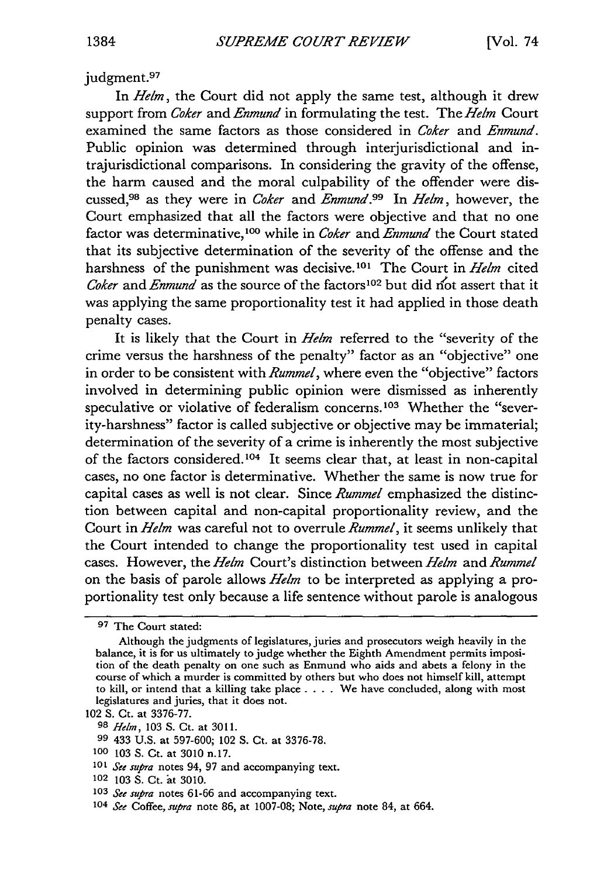judgment.[97]

In *Helm*, the Court did not apply the same test, although it drew support from *Coker* and *Enmund* in formulating the test. The *Helm* Court examined the same factors as those considered in *Coker* and *Enmund*. Public opinion was determined through interjurisdictional and intrajurisdictional comparisons. In considering the gravity of the offense, the harm caused and the moral culpability of the offender were discussed,[98] as they were in *Coker* and *Enmund*.[99] In *Helm*, however, the Court emphasized that all the factors were objective and that no one factor was determinative,[100] while in *Coker* and *Enmund* the Court stated that its subjective determination of the severity of the offense and the harshness of the punishment was decisive.[101] The Court in *Helm* cited *Coker* and *Enmund* as the source of the factors[102] but did not assert that it was applying the same proportionality test it had applied in those death penalty cases.

It is likely that the Court in *Helm* referred to the "severity of the crime versus the harshness of the penalty" factor as an "objective" one in order to be consistent with *Rummel*, where even the "objective" factors involved in determining public opinion were dismissed as inherently speculative or violative of federalism concerns.[103] Whether the "severity-harshness" factor is called subjective or objective may be immaterial; determination of the severity of a crime is inherently the most subjective of the factors considered.[104] It seems clear that, at least in non-capital cases, no one factor is determinative. Whether the same is now true for capital cases as well is not clear. Since *Rummel* emphasized the distinction between capital and non-capital proportionality review, and the Court in *Helm* was careful not to overrule *Rummel*, it seems unlikely that the Court intended to change the proportionality test used in capital cases. However, the *Helm* Court's distinction between *Helm* and *Rummel* on the basis of parole allows *Helm* to be interpreted as applying a proportionality test only because a life sentence without parole is analogous

---

[97] The Court stated:

> Although the judgments of legislatures, juries and prosecutors weigh heavily in the balance, it is for us ultimately to judge whether the Eighth Amendment permits imposition of the death penalty on one such as Enmund who aids and abets a felony in the course of which a murder is committed by others but who does not himself kill, attempt to kill, or intend that a killing take place . . . . We have concluded, along with most legislatures and juries, that it does not.

102 S. Ct. at 3376-77.

[98] *Helm*, 103 S. Ct. at 3011.

[99] 433 U.S. at 597-600; 102 S. Ct. at 3376-78.

[100] 103 S. Ct. at 3010 n.17.

[101] *See supra* notes 94, 97 and accompanying text.

[102] 103 S. Ct. at 3010.

[103] *See supra* notes 61-66 and accompanying text.

[104] *See* Coffee, *supra* note 86, at 1007-08; Note, *supra* note 84, at 664.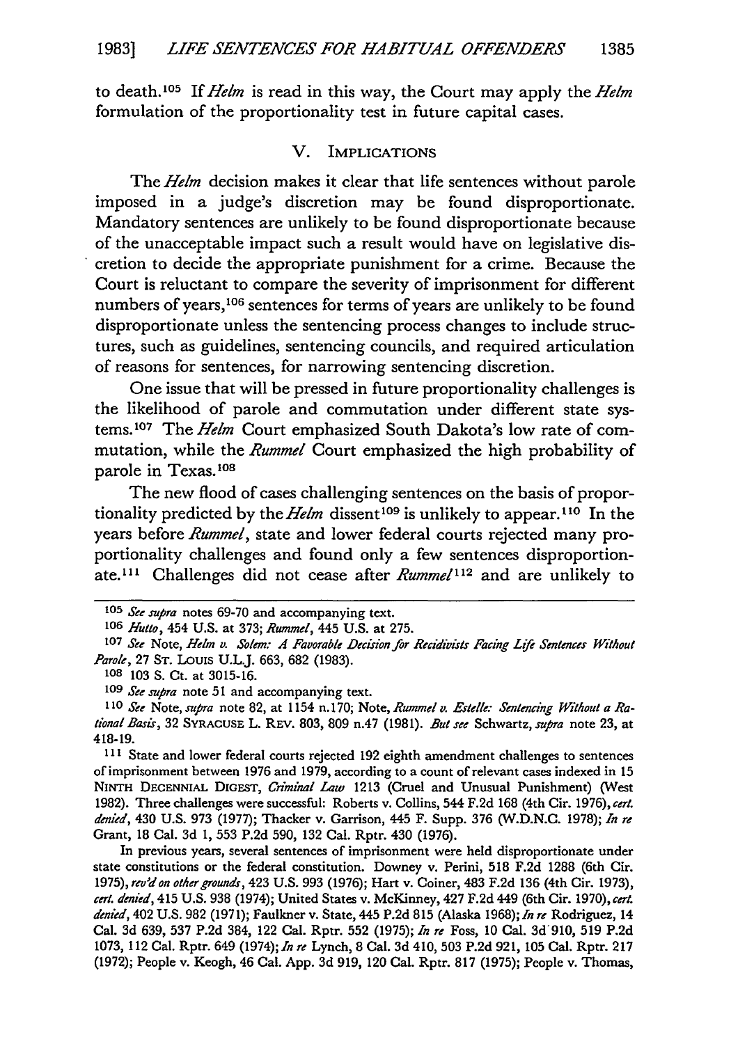to death.[105] If *Helm* is read in this way, the Court may apply the *Helm* formulation of the proportionality test in future capital cases.

## V. IMPLICATIONS

The *Helm* decision makes it clear that life sentences without parole imposed in a judge's discretion may be found disproportionate. Mandatory sentences are unlikely to be found disproportionate because of the unacceptable impact such a result would have on legislative discretion to decide the appropriate punishment for a crime. Because the Court is reluctant to compare the severity of imprisonment for different numbers of years,[106] sentences for terms of years are unlikely to be found disproportionate unless the sentencing process changes to include structures, such as guidelines, sentencing councils, and required articulation of reasons for sentences, for narrowing sentencing discretion.

One issue that will be pressed in future proportionality challenges is the likelihood of parole and commutation under different state systems.[107] The *Helm* Court emphasized South Dakota's low rate of commutation, while the *Rummel* Court emphasized the high probability of parole in Texas.[108]

The new flood of cases challenging sentences on the basis of proportionality predicted by the *Helm* dissent[109] is unlikely to appear.[110] In the years before *Rummel*, state and lower federal courts rejected many proportionality challenges and found only a few sentences disproportionate.[111] Challenges did not cease after *Rummel*[112] and are unlikely to

---

[105] *See supra* notes 69-70 and accompanying text.

[106] *Hutto*, 454 U.S. at 373; *Rummel*, 445 U.S. at 275.

[107] *See* Note, *Helm v. Solem: A Favorable Decision for Recidivists Facing Life Sentences Without Parole*, 27 ST. LOUIS U.L.J. 663, 682 (1983).

[108] 103 S. Ct. at 3015-16.

[109] *See supra* note 51 and accompanying text.

[110] *See* Note, *supra* note 82, at 1154 n.170; Note, *Rummel v. Estelle: Sentencing Without a Rational Basis*, 32 SYRACUSE L. REV. 803, 809 n.47 (1981). *But see* Schwartz, *supra* note 23, at 418-19.

[111] State and lower federal courts rejected 192 eighth amendment challenges to sentences of imprisonment between 1976 and 1979, according to a count of relevant cases indexed in 15 NINTH DECENNIAL DIGEST, *Criminal Law* 1213 (Cruel and Unusual Punishment) (West 1982). Three challenges were successful: Roberts v. Collins, 544 F.2d 168 (4th Cir. 1976), *cert. denied*, 430 U.S. 973 (1977); Thacker v. Garrison, 445 F. Supp. 376 (W.D.N.C. 1978); *In re* Grant, 18 Cal. 3d 1, 553 P.2d 590, 132 Cal. Rptr. 430 (1976).

In previous years, several sentences of imprisonment were held disproportionate under state constitutions or the federal constitution. Downey v. Perini, 518 F.2d 1288 (6th Cir. 1975), *rev'd on other grounds*, 423 U.S. 993 (1976); Hart v. Coiner, 483 F.2d 136 (4th Cir. 1973), *cert. denied*, 415 U.S. 938 (1974); United States v. McKinney, 427 F.2d 449 (6th Cir. 1970), *cert. denied*, 402 U.S. 982 (1971); Faulkner v. State, 445 P.2d 815 (Alaska 1968); *In re* Rodriguez, 14 Cal. 3d 639, 537 P.2d 384, 122 Cal. Rptr. 552 (1975); *In re* Foss, 10 Cal. 3d 910, 519 P.2d 1073, 112 Cal. Rptr. 649 (1974); *In re* Lynch, 8 Cal. 3d 410, 503 P.2d 921, 105 Cal. Rptr. 217 (1972); People v. Keogh, 46 Cal. App. 3d 919, 120 Cal. Rptr. 817 (1975); People v. Thomas,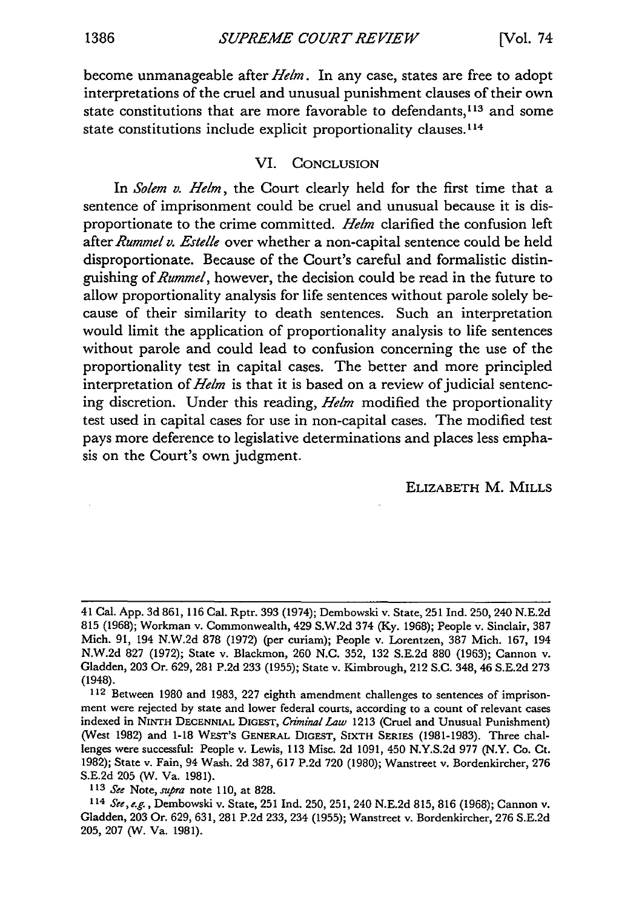become unmanageable after *Helm*. In any case, states are free to adopt interpretations of the cruel and unusual punishment clauses of their own state constitutions that are more favorable to defendants,[113] and some state constitutions include explicit proportionality clauses.[114]

## VI. CONCLUSION

In *Solem v. Helm*, the Court clearly held for the first time that a sentence of imprisonment could be cruel and unusual because it is disproportionate to the crime committed. *Helm* clarified the confusion left after *Rummel v. Estelle* over whether a non-capital sentence could be held disproportionate. Because of the Court's careful and formalistic distinguishing of *Rummel*, however, the decision could be read in the future to allow proportionality analysis for life sentences without parole solely because of their similarity to death sentences. Such an interpretation would limit the application of proportionality analysis to life sentences without parole and could lead to confusion concerning the use of the proportionality test in capital cases. The better and more principled interpretation of *Helm* is that it is based on a review of judicial sentencing discretion. Under this reading, *Helm* modified the proportionality test used in capital cases for use in non-capital cases. The modified test pays more deference to legislative determinations and places less emphasis on the Court's own judgment.

ELIZABETH M. MILLS

---

41 Cal. App. 3d 861, 116 Cal. Rptr. 393 (1974); Dembowski v. State, 251 Ind. 250, 240 N.E.2d 815 (1968); Workman v. Commonwealth, 429 S.W.2d 374 (Ky. 1968); People v. Sinclair, 387 Mich. 91, 194 N.W.2d 878 (1972) (per curiam); People v. Lorentzen, 387 Mich. 167, 194 N.W.2d 827 (1972); State v. Blackmon, 260 N.C. 352, 132 S.E.2d 880 (1963); Cannon v. Gladden, 203 Or. 629, 281 P.2d 233 (1955); State v. Kimbrough, 212 S.C. 348, 46 S.E.2d 273 (1948).

112 Between 1980 and 1983, 227 eighth amendment challenges to sentences of imprisonment were rejected by state and lower federal courts, according to a count of relevant cases indexed in NINTH DECENNIAL DIGEST, *Criminal Law* 1213 (Cruel and Unusual Punishment) (West 1982) and 1-18 WEST'S GENERAL DIGEST, SIXTH SERIES (1981-1983). Three challenges were successful: People v. Lewis, 113 Misc. 2d 1091, 450 N.Y.S.2d 977 (N.Y. Co. Ct. 1982); State v. Fain, 94 Wash. 2d 387, 617 P.2d 720 (1980); Wanstreet v. Bordenkircher, 276 S.E.2d 205 (W. Va. 1981).

113 *See* Note, *supra* note 110, at 828.

114 *See, e.g.*, Dembowski v. State, 251 Ind. 250, 251, 240 N.E.2d 815, 816 (1968); Cannon v. Gladden, 203 Or. 629, 631, 281 P.2d 233, 234 (1955); Wanstreet v. Bordenkircher, 276 S.E.2d 205, 207 (W. Va. 1981).